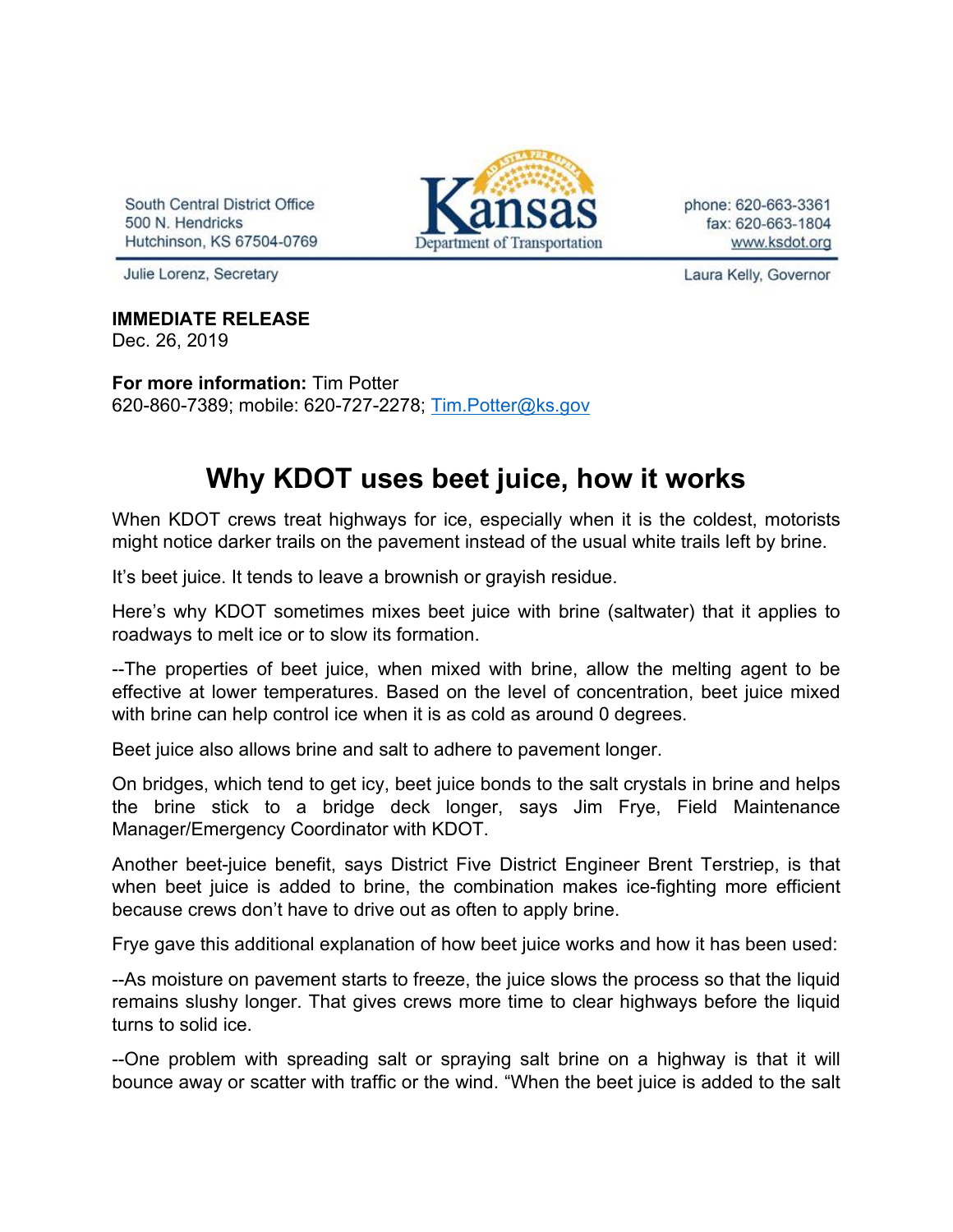South Central District Office
500 N. Hendricks
Hutchinson, KS 67504-0769

Kansas Department of Transportation

phone: 620-663-3361
fax: 620-663-1804
www.ksdot.org

Julie Lorenz, Secretary

Laura Kelly, Governor

**IMMEDIATE RELEASE**
Dec. 26, 2019

**For more information:** Tim Potter
620-860-7389; mobile: 620-727-2278; Tim.Potter@ks.gov

# Why KDOT uses beet juice, how it works

When KDOT crews treat highways for ice, especially when it is the coldest, motorists might notice darker trails on the pavement instead of the usual white trails left by brine.

It's beet juice. It tends to leave a brownish or grayish residue.

Here's why KDOT sometimes mixes beet juice with brine (saltwater) that it applies to roadways to melt ice or to slow its formation.

--The properties of beet juice, when mixed with brine, allow the melting agent to be effective at lower temperatures. Based on the level of concentration, beet juice mixed with brine can help control ice when it is as cold as around 0 degrees.

Beet juice also allows brine and salt to adhere to pavement longer.

On bridges, which tend to get icy, beet juice bonds to the salt crystals in brine and helps the brine stick to a bridge deck longer, says Jim Frye, Field Maintenance Manager/Emergency Coordinator with KDOT.

Another beet-juice benefit, says District Five District Engineer Brent Terstriep, is that when beet juice is added to brine, the combination makes ice-fighting more efficient because crews don't have to drive out as often to apply brine.

Frye gave this additional explanation of how beet juice works and how it has been used:

--As moisture on pavement starts to freeze, the juice slows the process so that the liquid remains slushy longer. That gives crews more time to clear highways before the liquid turns to solid ice.

--One problem with spreading salt or spraying salt brine on a highway is that it will bounce away or scatter with traffic or the wind. "When the beet juice is added to the salt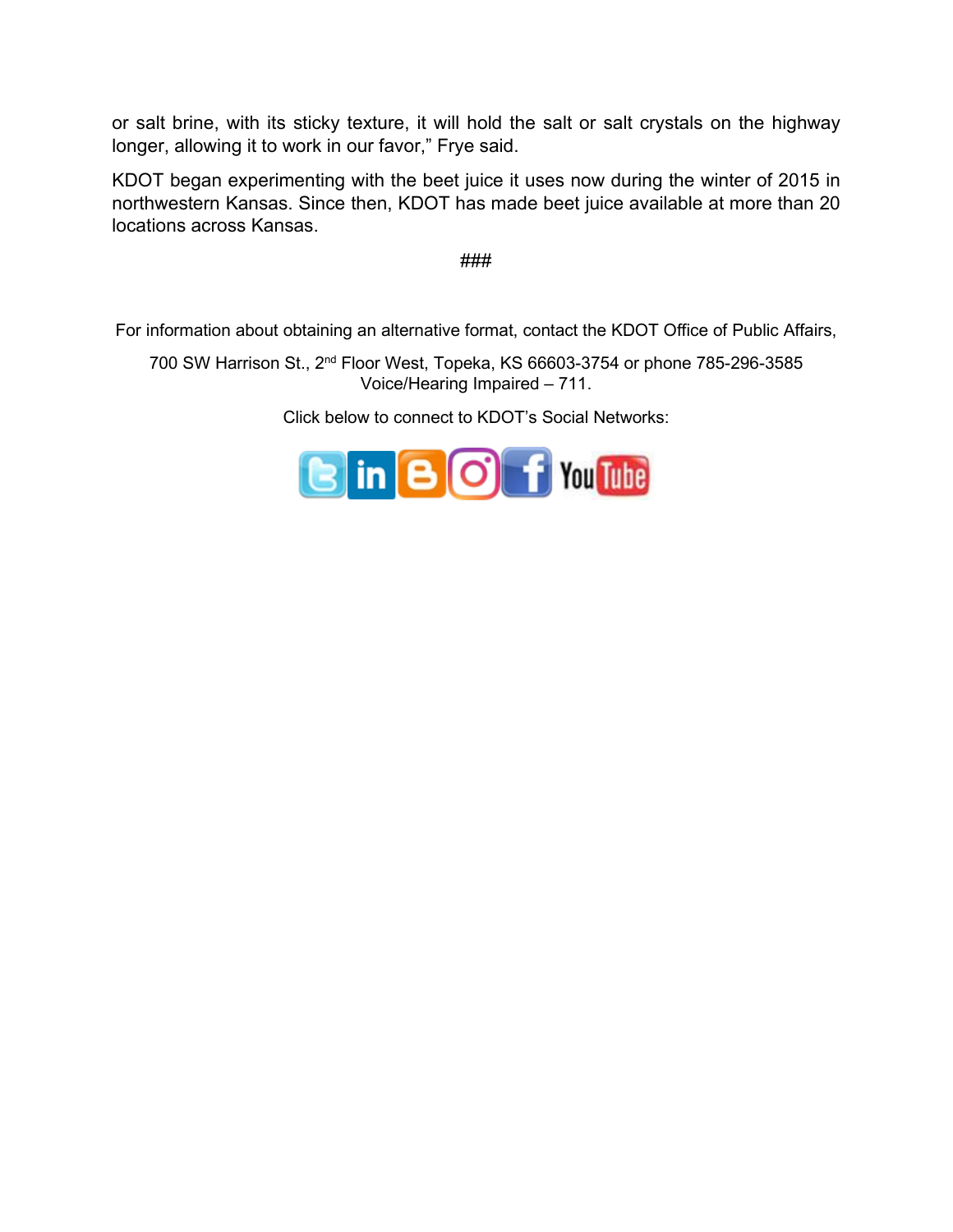or salt brine, with its sticky texture, it will hold the salt or salt crystals on the highway longer, allowing it to work in our favor," Frye said.

KDOT began experimenting with the beet juice it uses now during the winter of 2015 in northwestern Kansas. Since then, KDOT has made beet juice available at more than 20 locations across Kansas.

###

For information about obtaining an alternative format, contact the KDOT Office of Public Affairs,

700 SW Harrison St., 2nd Floor West, Topeka, KS 66603-3754 or phone 785-296-3585
Voice/Hearing Impaired – 711.

Click below to connect to KDOT's Social Networks: